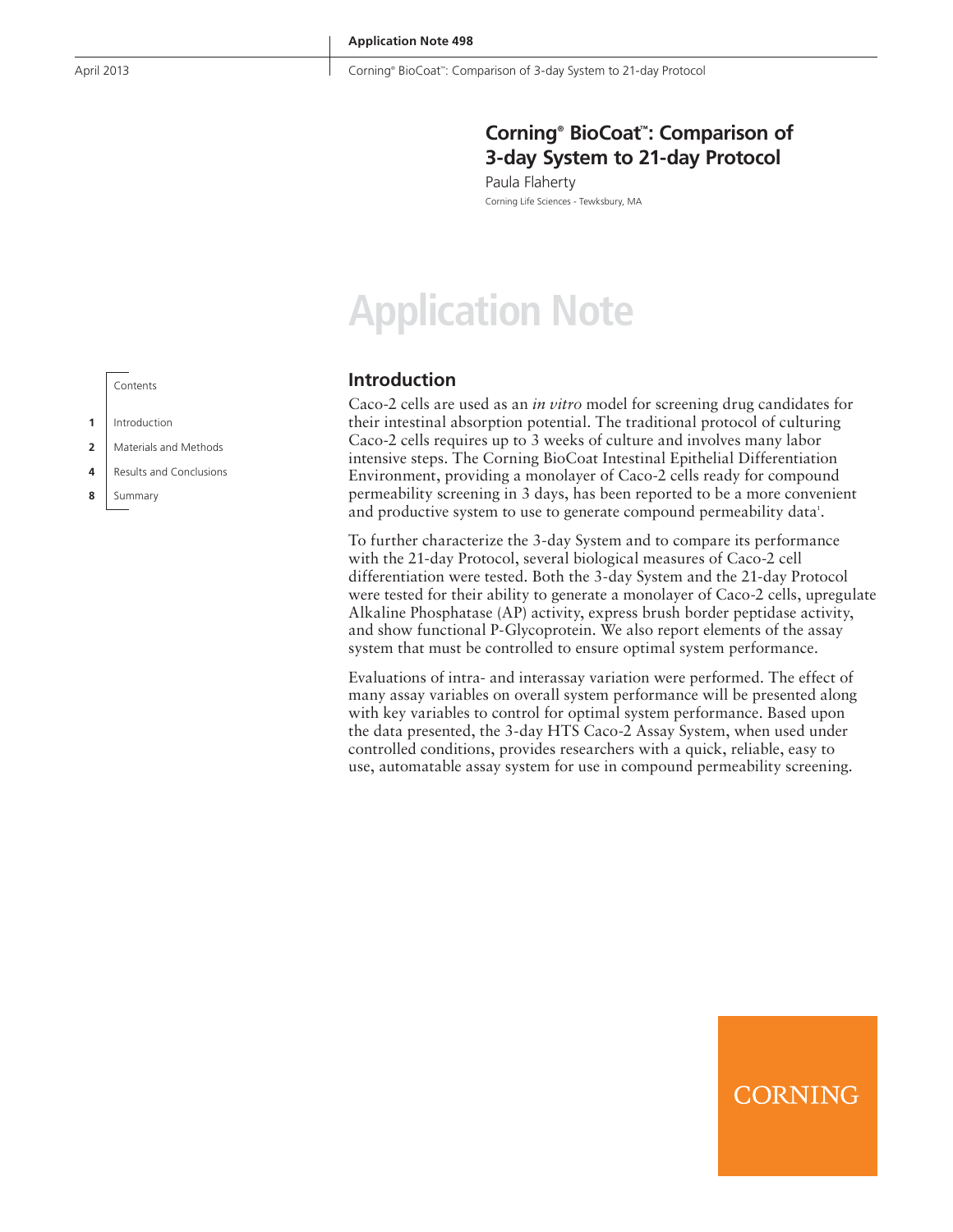# Corning® BioCoat™: Comparison of 3-day System to 21-day Protocol

Paula Flaherty

Corning Life Sciences - Tewksbury, MA

Application Note

Contents

1 Introduction

2 Materials and Methods

4 Results and Conclusions

8 Summary

## Introduction

Caco-2 cells are used as an *in vitro* model for screening drug candidates for their intestinal absorption potential. The traditional protocol of culturing Caco-2 cells requires up to 3 weeks of culture and involves many labor intensive steps. The Corning BioCoat Intestinal Epithelial Differentiation Environment, providing a monolayer of Caco-2 cells ready for compound permeability screening in 3 days, has been reported to be a more convenient and productive system to use to generate compound permeability data[1].

To further characterize the 3-day System and to compare its performance with the 21-day Protocol, several biological measures of Caco-2 cell differentiation were tested. Both the 3-day System and the 21-day Protocol were tested for their ability to generate a monolayer of Caco-2 cells, upregulate Alkaline Phosphatase (AP) activity, express brush border peptidase activity, and show functional P-Glycoprotein. We also report elements of the assay system that must be controlled to ensure optimal system performance.

Evaluations of intra- and interassay variation were performed. The effect of many assay variables on overall system performance will be presented along with key variables to control for optimal system performance. Based upon the data presented, the 3-day HTS Caco-2 Assay System, when used under controlled conditions, provides researchers with a quick, reliable, easy to use, automatable assay system for use in compound permeability screening.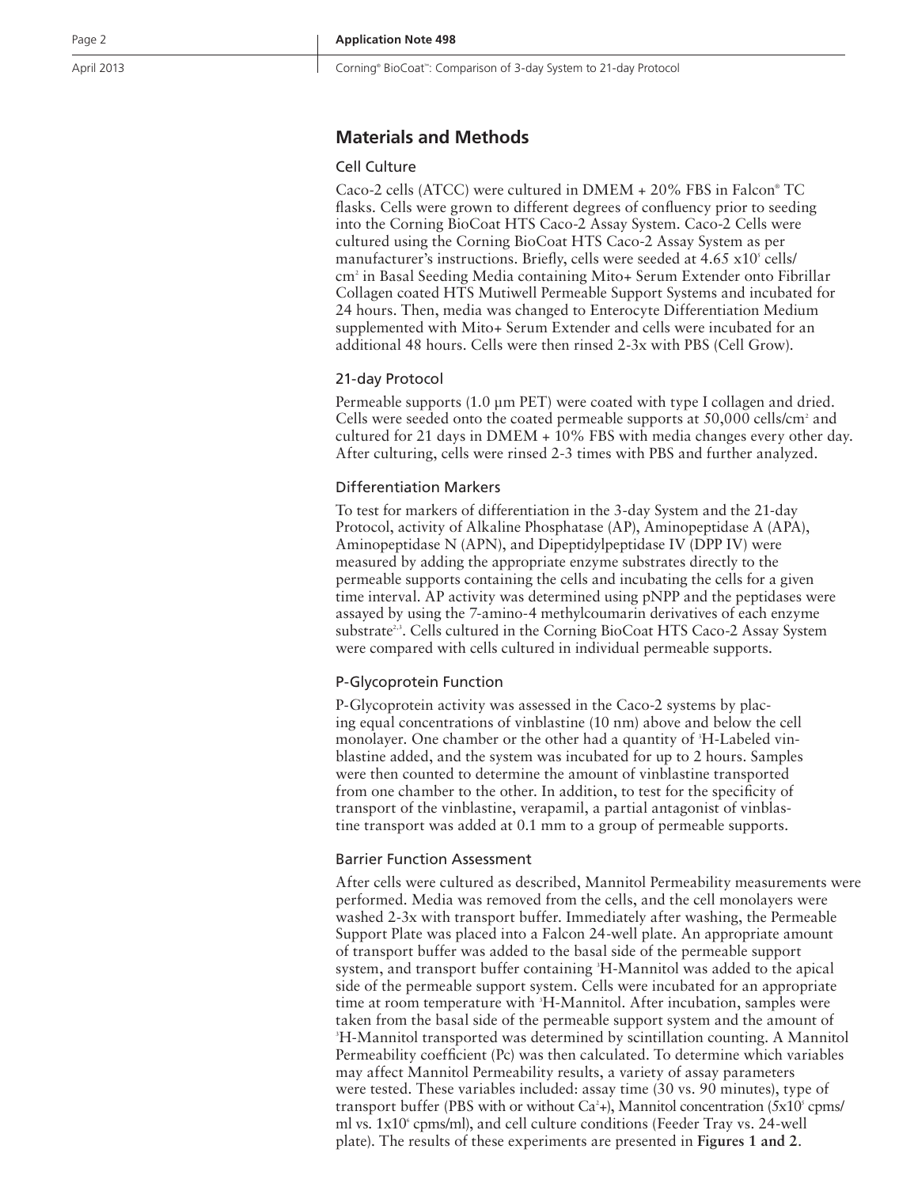## Materials and Methods

### Cell Culture

Caco-2 cells (ATCC) were cultured in DMEM + 20% FBS in Falcon® TC flasks. Cells were grown to different degrees of confluency prior to seeding into the Corning BioCoat HTS Caco-2 Assay System. Caco-2 Cells were cultured using the Corning BioCoat HTS Caco-2 Assay System as per manufacturer's instructions. Briefly, cells were seeded at $4.65 \times 10^5$ cells/cm$^2$ in Basal Seeding Media containing Mito+ Serum Extender onto Fibrillar Collagen coated HTS Mutiwell Permeable Support Systems and incubated for 24 hours. Then, media was changed to Enterocyte Differentiation Medium supplemented with Mito+ Serum Extender and cells were incubated for an additional 48 hours. Cells were then rinsed 2-3x with PBS (Cell Grow).

### 21-day Protocol

Permeable supports (1.0 µm PET) were coated with type I collagen and dried. Cells were seeded onto the coated permeable supports at 50,000 cells/cm$^2$ and cultured for 21 days in DMEM + 10% FBS with media changes every other day. After culturing, cells were rinsed 2-3 times with PBS and further analyzed.

### Differentiation Markers

To test for markers of differentiation in the 3-day System and the 21-day Protocol, activity of Alkaline Phosphatase (AP), Aminopeptidase A (APA), Aminopeptidase N (APN), and Dipeptidylpeptidase IV (DPP IV) were measured by adding the appropriate enzyme substrates directly to the permeable supports containing the cells and incubating the cells for a given time interval. AP activity was determined using pNPP and the peptidases were assayed by using the 7-amino-4 methylcoumarin derivatives of each enzyme substrate[2,3]. Cells cultured in the Corning BioCoat HTS Caco-2 Assay System were compared with cells cultured in individual permeable supports.

### P-Glycoprotein Function

P-Glycoprotein activity was assessed in the Caco-2 systems by placing equal concentrations of vinblastine (10 nm) above and below the cell monolayer. One chamber or the other had a quantity of $^3$H-Labeled vinblastine added, and the system was incubated for up to 2 hours. Samples were then counted to determine the amount of vinblastine transported from one chamber to the other. In addition, to test for the specificity of transport of the vinblastine, verapamil, a partial antagonist of vinblastine transport was added at 0.1 mm to a group of permeable supports.

### Barrier Function Assessment

After cells were cultured as described, Mannitol Permeability measurements were performed. Media was removed from the cells, and the cell monolayers were washed 2-3x with transport buffer. Immediately after washing, the Permeable Support Plate was placed into a Falcon 24-well plate. An appropriate amount of transport buffer was added to the basal side of the permeable support system, and transport buffer containing $^3$H-Mannitol was added to the apical side of the permeable support system. Cells were incubated for an appropriate time at room temperature with $^3$H-Mannitol. After incubation, samples were taken from the basal side of the permeable support system and the amount of $^3$H-Mannitol transported was determined by scintillation counting. A Mannitol Permeability coefficient (Pc) was then calculated. To determine which variables may affect Mannitol Permeability results, a variety of assay parameters were tested. These variables included: assay time (30 vs. 90 minutes), type of transport buffer (PBS with or without $Ca^{2+}$), Mannitol concentration ($5 \times 10^5$ cpms/ml vs. $1 \times 10^6$ cpms/ml), and cell culture conditions (Feeder Tray vs. 24-well plate). The results of these experiments are presented in **Figures 1 and 2**.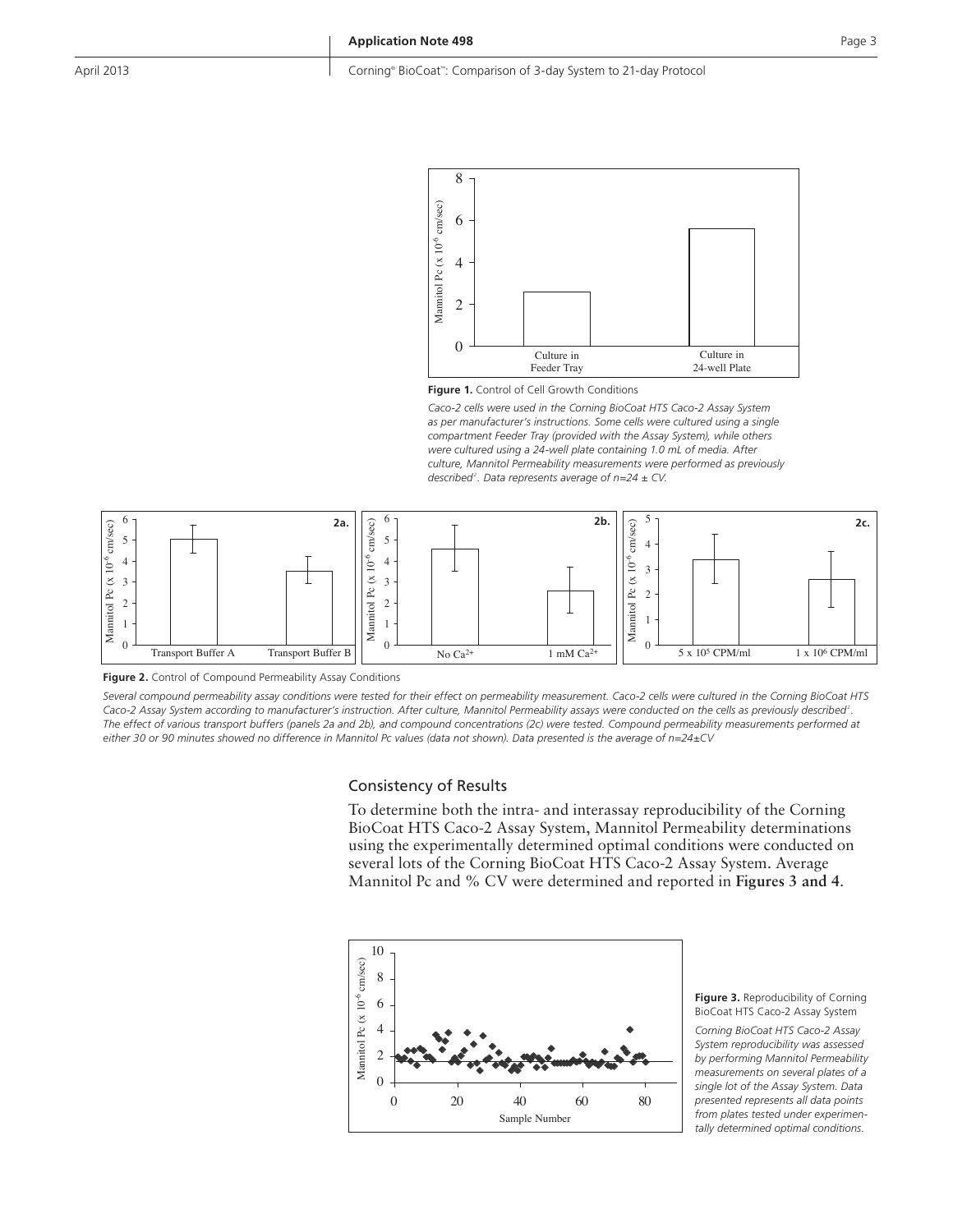**Figure 1.** Control of Cell Growth Conditions

*Caco-2 cells were used in the Corning BioCoat HTS Caco-2 Assay System as per manufacturer's instructions. Some cells were cultured using a single compartment Feeder Tray (provided with the Assay System), while others were cultured using a 24-well plate containing 1.0 mL of media. After culture, Mannitol Permeability measurements were performed as previously described[2]. Data represents average of n=24 ± CV.*

**Figure 2.** Control of Compound Permeability Assay Conditions

*Several compound permeability assay conditions were tested for their effect on permeability measurement. Caco-2 cells were cultured in the Corning BioCoat HTS Caco-2 Assay System according to manufacturer's instruction. After culture, Mannitol Permeability assays were conducted on the cells as previously described[2]. The effect of various transport buffers (panels 2a and 2b), and compound concentrations (2c) were tested. Compound permeability measurements performed at either 30 or 90 minutes showed no difference in Mannitol Pc values (data not shown). Data presented is the average of n=24±CV*

## Consistency of Results

To determine both the intra- and interassay reproducibility of the Corning BioCoat HTS Caco-2 Assay System, Mannitol Permeability determinations using the experimentally determined optimal conditions were conducted on several lots of the Corning BioCoat HTS Caco-2 Assay System. Average Mannitol Pc and % CV were determined and reported in **Figures 3 and 4**.

**Figure 3.** Reproducibility of Corning BioCoat HTS Caco-2 Assay System

*Corning BioCoat HTS Caco-2 Assay System reproducibility was assessed by performing Mannitol Permeability measurements on several plates of a single lot of the Assay System. Data presented represents all data points from plates tested under experimentally determined optimal conditions.*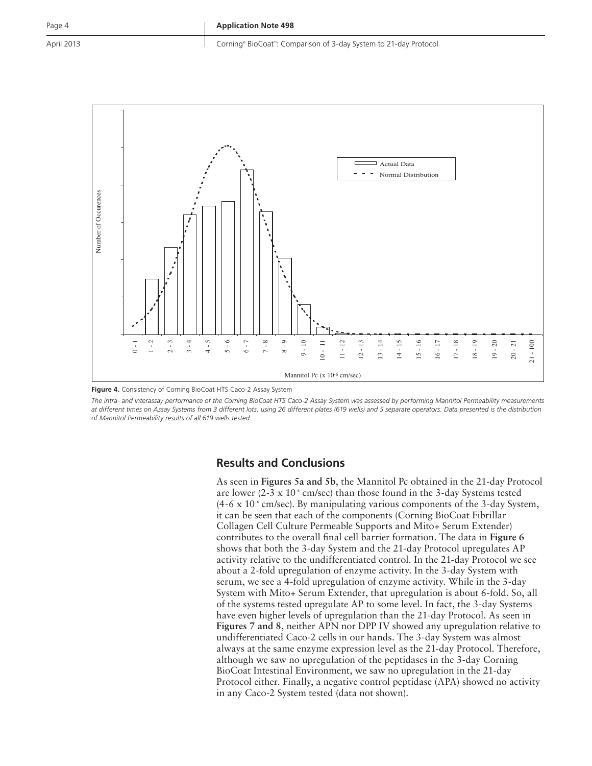**Figure 4.** Consistency of Corning BioCoat HTS Caco-2 Assay System

*The intra- and interassay performance of the Corning BioCoat HTS Caco-2 Assay System was assessed by performing Mannitol Permeability measurements at different times on Assay Systems from 3 different lots, using 26 different plates (619 wells) and 5 separate operators. Data presented is the distribution of Mannitol Permeability results of all 619 wells tested.*

## Results and Conclusions

As seen in **Figures 5a and 5b**, the Mannitol Pc obtained in the 21-day Protocol are lower (2-3 x $10^{-6}$ cm/sec) than those found in the 3-day Systems tested (4-6 x $10^{-6}$ cm/sec). By manipulating various components of the 3-day System, it can be seen that each of the components (Corning BioCoat Fibrillar Collagen Cell Culture Permeable Supports and Mito+ Serum Extender) contributes to the overall final cell barrier formation. The data in **Figure 6** shows that both the 3-day System and the 21-day Protocol upregulates AP activity relative to the undifferentiated control. In the 21-day Protocol we see about a 2-fold upregulation of enzyme activity. In the 3-day System with serum, we see a 4-fold upregulation of enzyme activity. While in the 3-day System with Mito+ Serum Extender, that upregulation is about 6-fold. So, all of the systems tested upregulate AP to some level. In fact, the 3-day Systems have even higher levels of upregulation than the 21-day Protocol. As seen in **Figures 7 and 8**, neither APN nor DPP IV showed any upregulation relative to undifferentiated Caco-2 cells in our hands. The 3-day System was almost always at the same enzyme expression level as the 21-day Protocol. Therefore, although we saw no upregulation of the peptidases in the 3-day Corning BioCoat Intestinal Environment, we saw no upregulation in the 21-day Protocol either. Finally, a negative control peptidase (APA) showed no activity in any Caco-2 System tested (data not shown).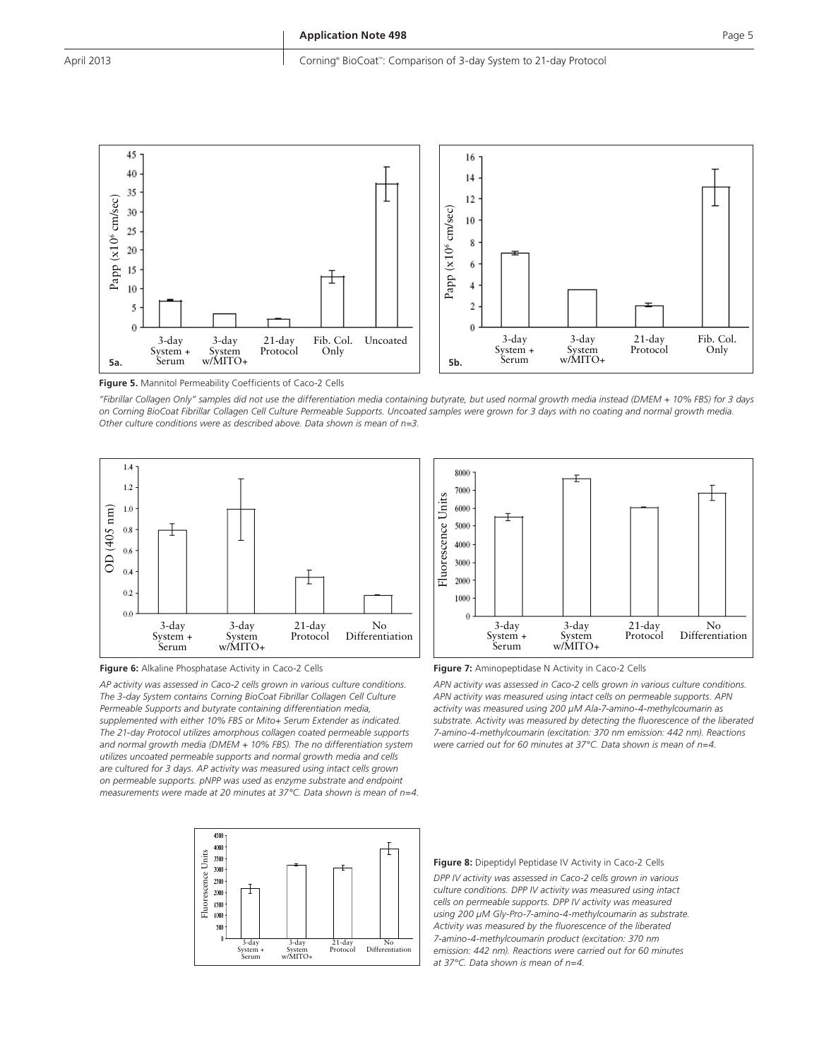**Figure 5.** Mannitol Permeability Coefficients of Caco-2 Cells

*"Fibrillar Collagen Only" samples did not use the differentiation media containing butyrate, but used normal growth media instead (DMEM + 10% FBS) for 3 days on Corning BioCoat Fibrillar Collagen Cell Culture Permeable Supports. Uncoated samples were grown for 3 days with no coating and normal growth media. Other culture conditions were as described above. Data shown is mean of n=3.*

**Figure 6:** Alkaline Phosphatase Activity in Caco-2 Cells

*AP activity was assessed in Caco-2 cells grown in various culture conditions. The 3-day System contains Corning BioCoat Fibrillar Collagen Cell Culture Permeable Supports and butyrate containing differentiation media, supplemented with either 10% FBS or Mito+ Serum Extender as indicated. The 21-day Protocol utilizes amorphous collagen coated permeable supports and normal growth media (DMEM + 10% FBS). The no differentiation system utilizes uncoated permeable supports and normal growth media and cells are cultured for 3 days. AP activity was measured using intact cells grown on permeable supports. pNPP was used as enzyme substrate and endpoint measurements were made at 20 minutes at 37°C. Data shown is mean of n=4.*

**Figure 7:** Aminopeptidase N Activity in Caco-2 Cells

*APN activity was assessed in Caco-2 cells grown in various culture conditions. APN activity was measured using intact cells on permeable supports. APN activity was measured using 200 µM Ala-7-amino-4-methylcoumarin as substrate. Activity was measured by detecting the fluorescence of the liberated 7-amino-4-methylcoumarin (excitation: 370 nm emission: 442 nm). Reactions were carried out for 60 minutes at 37°C. Data shown is mean of n=4.*

**Figure 8:** Dipeptidyl Peptidase IV Activity in Caco-2 Cells

*DPP IV activity was assessed in Caco-2 cells grown in various culture conditions. DPP IV activity was measured using intact cells on permeable supports. DPP IV activity was measured using 200 µM Gly-Pro-7-amino-4-methylcoumarin as substrate. Activity was measured by the fluorescence of the liberated 7-amino-4-methylcoumarin product (excitation: 370 nm emission: 442 nm). Reactions were carried out for 60 minutes at 37°C. Data shown is mean of n=4.*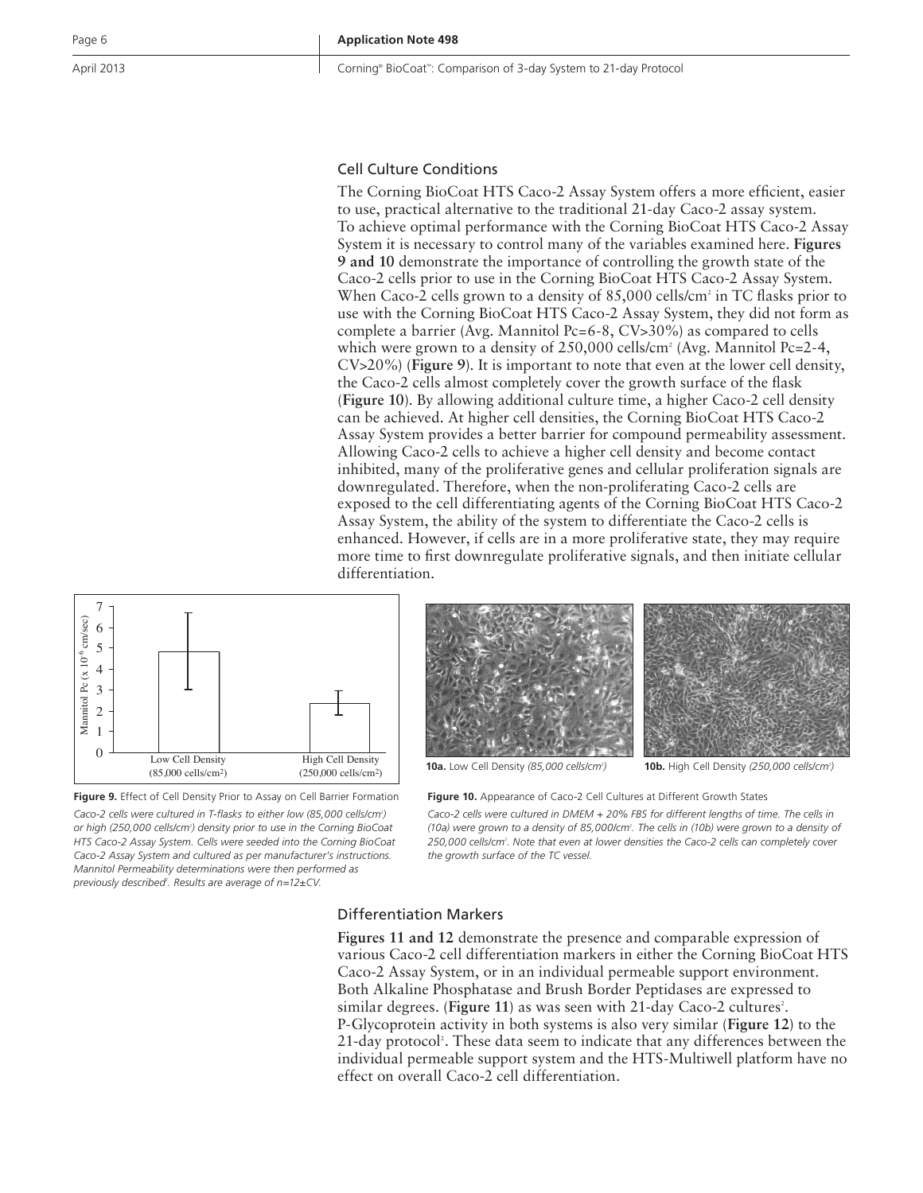## Cell Culture Conditions

The Corning BioCoat HTS Caco-2 Assay System offers a more efficient, easier to use, practical alternative to the traditional 21-day Caco-2 assay system. To achieve optimal performance with the Corning BioCoat HTS Caco-2 Assay System it is necessary to control many of the variables examined here. **Figures 9 and 10** demonstrate the importance of controlling the growth state of the Caco-2 cells prior to use in the Corning BioCoat HTS Caco-2 Assay System. When Caco-2 cells grown to a density of 85,000 cells/cm$^2$ in TC flasks prior to use with the Corning BioCoat HTS Caco-2 Assay System, they did not form as complete a barrier (Avg. Mannitol Pc=6-8, CV>30%) as compared to cells which were grown to a density of 250,000 cells/cm$^2$ (Avg. Mannitol Pc=2-4, CV>20%) (**Figure 9**). It is important to note that even at the lower cell density, the Caco-2 cells almost completely cover the growth surface of the flask (**Figure 10**). By allowing additional culture time, a higher Caco-2 cell density can be achieved. At higher cell densities, the Corning BioCoat HTS Caco-2 Assay System provides a better barrier for compound permeability assessment. Allowing Caco-2 cells to achieve a higher cell density and become contact inhibited, many of the proliferative genes and cellular proliferation signals are downregulated. Therefore, when the non-proliferating Caco-2 cells are exposed to the cell differentiating agents of the Corning BioCoat HTS Caco-2 Assay System, the ability of the system to differentiate the Caco-2 cells is enhanced. However, if cells are in a more proliferative state, they may require more time to first downregulate proliferative signals, and then initiate cellular differentiation.

**Figure 9.** Effect of Cell Density Prior to Assay on Cell Barrier Formation

*Caco-2 cells were cultured in T-flasks to either low (85,000 cells/cm$^2$) or high (250,000 cells/cm$^2$) density prior to use in the Corning BioCoat HTS Caco-2 Assay System. Cells were seeded into the Corning BioCoat Caco-2 Assay System and cultured as per manufacturer's instructions. Mannitol Permeability determinations were then performed as previously described[1]. Results are average of n=12±CV.*

**10a.** Low Cell Density *(85,000 cells/cm$^2$)*

**10b.** High Cell Density *(250,000 cells/cm$^2$)*

**Figure 10.** Appearance of Caco-2 Cell Cultures at Different Growth States

*Caco-2 cells were cultured in DMEM + 20% FBS for different lengths of time. The cells in (10a) were grown to a density of 85,000/cm$^2$. The cells in (10b) were grown to a density of 250,000 cells/cm$^2$. Note that even at lower densities the Caco-2 cells can completely cover the growth surface of the TC vessel.*

## Differentiation Markers

**Figures 11 and 12** demonstrate the presence and comparable expression of various Caco-2 cell differentiation markers in either the Corning BioCoat HTS Caco-2 Assay System, or in an individual permeable support environment. Both Alkaline Phosphatase and Brush Border Peptidases are expressed to similar degrees. (**Figure 11**) as was seen with 21-day Caco-2 cultures[2]. P-Glycoprotein activity in both systems is also very similar (**Figure 12**) to the 21-day protocol[2]. These data seem to indicate that any differences between the individual permeable support system and the HTS-Multiwell platform have no effect on overall Caco-2 cell differentiation.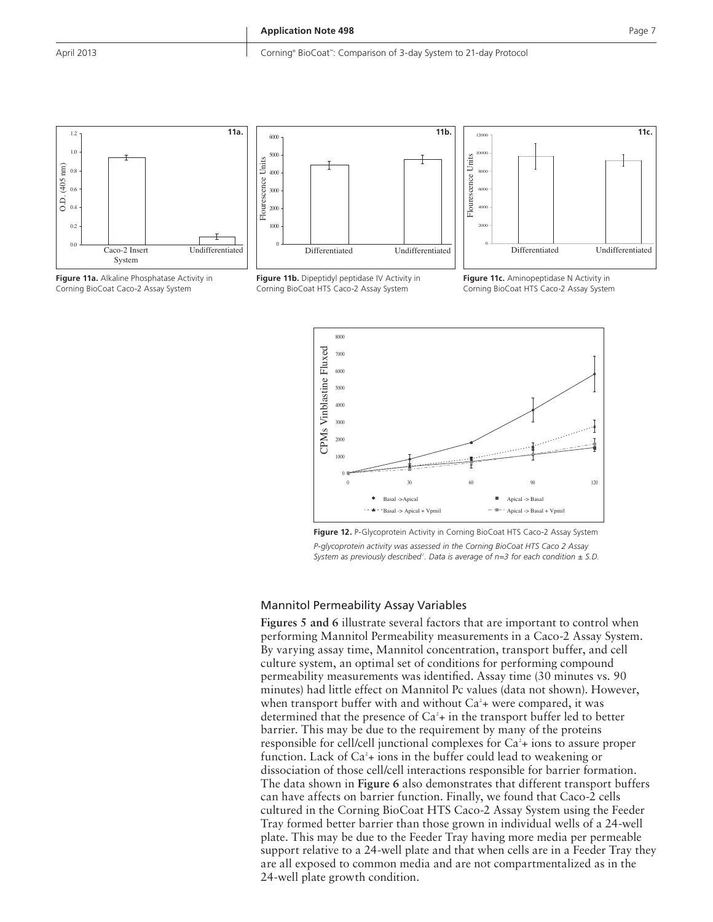**Figure 11a.** Alkaline Phosphatase Activity in Corning BioCoat Caco-2 Assay System

**Figure 11b.** Dipeptidyl peptidase IV Activity in Corning BioCoat HTS Caco-2 Assay System

**Figure 11c.** Aminopeptidase N Activity in Corning BioCoat HTS Caco-2 Assay System

**Figure 12.** P-Glycoprotein Activity in Corning BioCoat HTS Caco-2 Assay System

*P-glycoprotein activity was assessed in the Corning BioCoat HTS Caco 2 Assay System as previously described[2]. Data is average of n=3 for each condition ± S.D.*

## Mannitol Permeability Assay Variables

**Figures 5 and 6** illustrate several factors that are important to control when performing Mannitol Permeability measurements in a Caco-2 Assay System. By varying assay time, Mannitol concentration, transport buffer, and cell culture system, an optimal set of conditions for performing compound permeability measurements was identified. Assay time (30 minutes vs. 90 minutes) had little effect on Mannitol Pc values (data not shown). However, when transport buffer with and without $Ca^{2}+$ were compared, it was determined that the presence of $Ca^{2}+$ in the transport buffer led to better barrier. This may be due to the requirement by many of the proteins responsible for cell/cell junctional complexes for $Ca^{2}+$ ions to assure proper function. Lack of $Ca^{2}+$ ions in the buffer could lead to weakening or dissociation of those cell/cell interactions responsible for barrier formation. The data shown in **Figure 6** also demonstrates that different transport buffers can have affects on barrier function. Finally, we found that Caco-2 cells cultured in the Corning BioCoat HTS Caco-2 Assay System using the Feeder Tray formed better barrier than those grown in individual wells of a 24-well plate. This may be due to the Feeder Tray having more media per permeable support relative to a 24-well plate and that when cells are in a Feeder Tray they are all exposed to common media and are not compartmentalized as in the 24-well plate growth condition.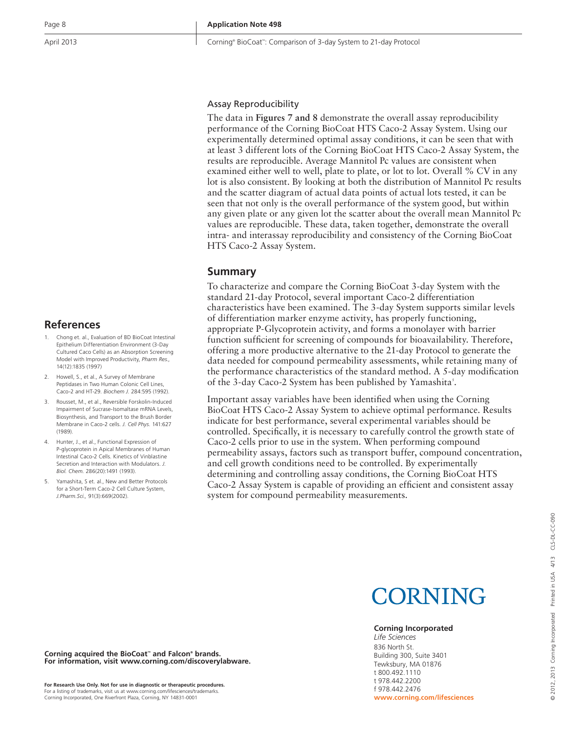### Assay Reproducibility

The data in **Figures 7 and 8** demonstrate the overall assay reproducibility performance of the Corning BioCoat HTS Caco-2 Assay System. Using our experimentally determined optimal assay conditions, it can be seen that with at least 3 different lots of the Corning BioCoat HTS Caco-2 Assay System, the results are reproducible. Average Mannitol Pc values are consistent when examined either well to well, plate to plate, or lot to lot. Overall % CV in any lot is also consistent. By looking at both the distribution of Mannitol Pc results and the scatter diagram of actual data points of actual lots tested, it can be seen that not only is the overall performance of the system good, but within any given plate or any given lot the scatter about the overall mean Mannitol Pc values are reproducible. These data, taken together, demonstrate the overall intra- and interassay reproducibility and consistency of the Corning BioCoat HTS Caco-2 Assay System.

## Summary

To characterize and compare the Corning BioCoat 3-day System with the standard 21-day Protocol, several important Caco-2 differentiation characteristics have been examined. The 3-day System supports similar levels of differentiation marker enzyme activity, has properly functioning, appropriate P-Glycoprotein activity, and forms a monolayer with barrier function sufficient for screening of compounds for bioavailability. Therefore, offering a more productive alternative to the 21-day Protocol to generate the data needed for compound permeability assessments, while retaining many of the performance characteristics of the standard method. A 5-day modification of the 3-day Caco-2 System has been published by Yamashita[5].

Important assay variables have been identified when using the Corning BioCoat HTS Caco-2 Assay System to achieve optimal performance. Results indicate for best performance, several experimental variables should be controlled. Specifically, it is necessary to carefully control the growth state of Caco-2 cells prior to use in the system. When performing compound permeability assays, factors such as transport buffer, compound concentration, and cell growth conditions need to be controlled. By experimentally determining and controlling assay conditions, the Corning BioCoat HTS Caco-2 Assay System is capable of providing an efficient and consistent assay system for compound permeability measurements.

## References

1. Chong et. al., Evaluation of BD BioCoat Intestinal Epithelium Differentiation Environment (3-Day Cultured Caco Cells) as an Absorption Screening Model with Improved Productivity, *Pharm Res.,* 14(12):1835 (1997)
2. Howell, S., et al., A Survey of Membrane Peptidases in Two Human Colonic Cell Lines, Caco-2 and HT-29. *Biochem J.* 284:595 (1992).
3. Rousset, M., et al., Reversible Forskolin-Induced Impairment of Sucrase-Isomaltase mRNA Levels, Biosynthesis, and Transport to the Brush Border Membrane in Caco-2 cells. *J. Cell Phys.* 141:627 (1989).
4. Hunter, J., et al., Functional Expression of P-glycoprotein in Apical Membranes of Human Intestinal Caco-2 Cells. Kinetics of Vinblastine Secretion and Interaction with Modulators. *J. Biol. Chem.* 286(20):1491 (1993).
5. Yamashita, S et. al., New and Better Protocols for a Short-Term Caco-2 Cell Culture System, *J.Pharm.Sci.,* 91(3):669(2002).

**Corning acquired the BioCoat™ and Falcon® brands.**
**For information, visit www.corning.com/discoverylabware.**

**For Research Use Only. Not for use in diagnostic or therapeutic procedures.**
For a listing of trademarks, visit us at www.corning.com/lifesciences/trademarks.
Corning Incorporated, One Riverfront Plaza, Corning, NY 14831-0001

CORNING

**Corning Incorporated**
*Life Sciences*
836 North St.
Building 300, Suite 3401
Tewksbury, MA 01876
t 800.492.1110
t 978.442.2200
f 978.442.2476
**www.corning.com/lifesciences**

© 2012, 2013 Corning Incorporated Printed in USA 4/13 CLS-DL-CC-090